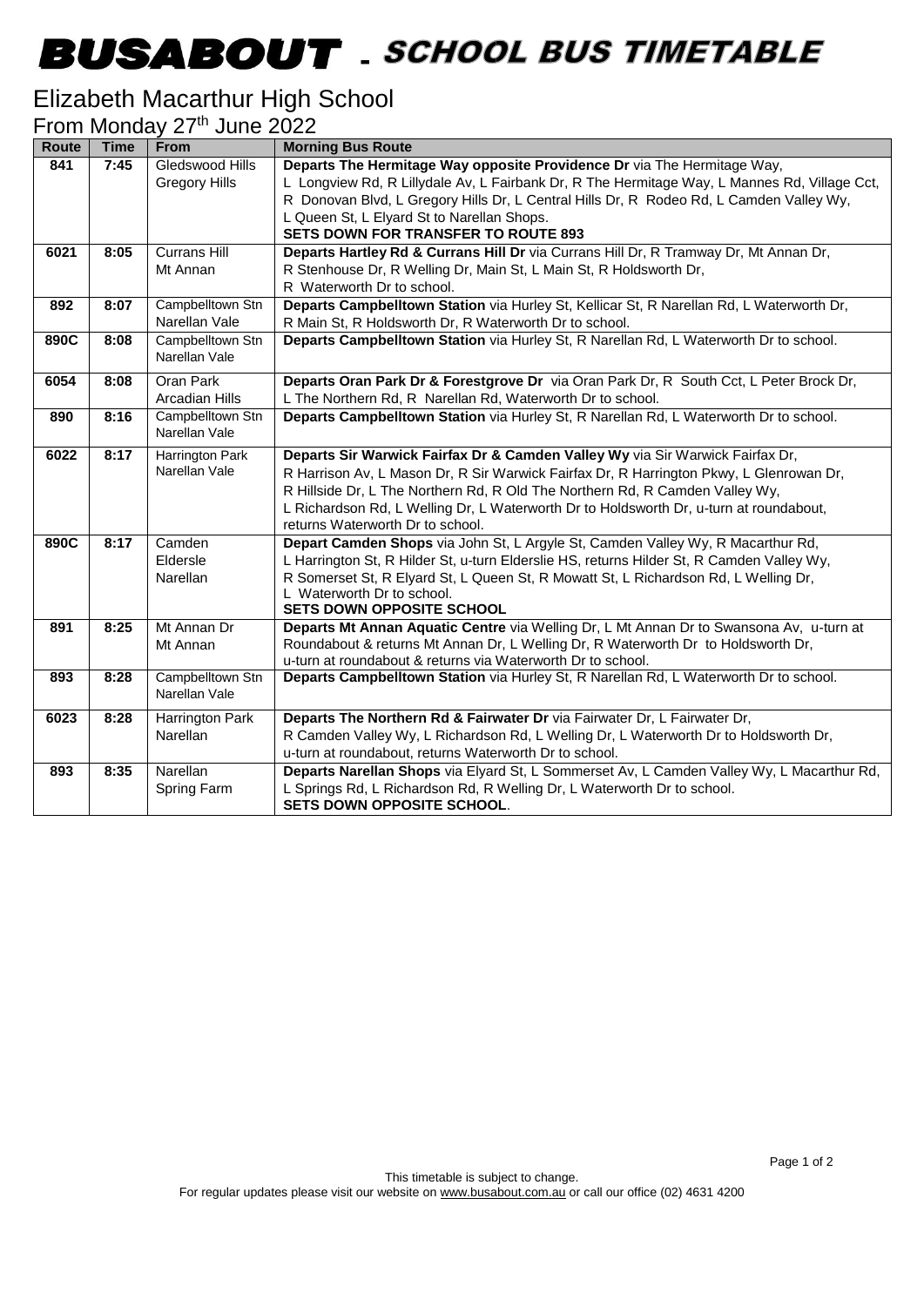# BUSABOUT - SCHOOL BUS TIMETABLE

## Elizabeth Macarthur High School

From Monday 27th June 2022

| Route | Time | From | Morning Bus Route |
|---|---|---|---|
| 841 | 7:45 | Gledswood Hills<br>Gregory Hills | **Departs The Hermitage Way opposite Providence Dr** via The Hermitage Way, L Longview Rd, R Lillydale Av, L Fairbank Dr, R The Hermitage Way, L Mannes Rd, Village Cct, R Donovan Blvd, L Gregory Hills Dr, L Central Hills Dr, R Rodeo Rd, L Camden Valley Wy, L Queen St, L Elyard St to Narellan Shops.<br>**SETS DOWN FOR TRANSFER TO ROUTE 893** |
| 6021 | 8:05 | Currans Hill<br>Mt Annan | **Departs Hartley Rd & Currans Hill Dr** via Currans Hill Dr, R Tramway Dr, Mt Annan Dr, R Stenhouse Dr, R Welling Dr, Main St, L Main St, R Holdsworth Dr, R Waterworth Dr to school. |
| 892 | 8:07 | Campbelltown Stn<br>Narellan Vale | **Departs Campbelltown Station** via Hurley St, Kellicar St, R Narellan Rd, L Waterworth Dr, R Main St, R Holdsworth Dr, R Waterworth Dr to school. |
| 890C | 8:08 | Campbelltown Stn<br>Narellan Vale | **Departs Campbelltown Station** via Hurley St, R Narellan Rd, L Waterworth Dr to school. |
| 6054 | 8:08 | Oran Park<br>Arcadian Hills | **Departs Oran Park Dr & Forestgrove Dr** via Oran Park Dr, R South Cct, L Peter Brock Dr, L The Northern Rd, R Narellan Rd, Waterworth Dr to school. |
| 890 | 8:16 | Campbelltown Stn<br>Narellan Vale | **Departs Campbelltown Station** via Hurley St, R Narellan Rd, L Waterworth Dr to school. |
| 6022 | 8:17 | Harrington Park<br>Narellan Vale | **Departs Sir Warwick Fairfax Dr & Camden Valley Wy** via Sir Warwick Fairfax Dr, R Harrison Av, L Mason Dr, R Sir Warwick Fairfax Dr, R Harrington Pkwy, L Glenrowan Dr, R Hillside Dr, L The Northern Rd, R Old The Northern Rd, R Camden Valley Wy, L Richardson Rd, L Welling Dr, L Waterworth Dr to Holdsworth Dr, u-turn at roundabout, returns Waterworth Dr to school. |
| 890C | 8:17 | Camden<br>Eldersle<br>Narellan | **Depart Camden Shops** via John St, L Argyle St, Camden Valley Wy, R Macarthur Rd, L Harrington St, R Hilder St, u-turn Elderslie HS, returns Hilder St, R Camden Valley Wy, R Somerset St, R Elyard St, L Queen St, R Mowatt St, L Richardson Rd, L Welling Dr, L Waterworth Dr to school.<br>**SETS DOWN OPPOSITE SCHOOL** |
| 891 | 8:25 | Mt Annan Dr<br>Mt Annan | **Departs Mt Annan Aquatic Centre** via Welling Dr, L Mt Annan Dr to Swansona Av, u-turn at Roundabout & returns Mt Annan Dr, L Welling Dr, R Waterworth Dr to Holdsworth Dr, u-turn at roundabout & returns via Waterworth Dr to school. |
| 893 | 8:28 | Campbelltown Stn<br>Narellan Vale | **Departs Campbelltown Station** via Hurley St, R Narellan Rd, L Waterworth Dr to school. |
| 6023 | 8:28 | Harrington Park<br>Narellan | **Departs The Northern Rd & Fairwater Dr** via Fairwater Dr, L Fairwater Dr, R Camden Valley Wy, L Richardson Rd, L Welling Dr, L Waterworth Dr to Holdsworth Dr, u-turn at roundabout, returns Waterworth Dr to school. |
| 893 | 8:35 | Narellan<br>Spring Farm | **Departs Narellan Shops** via Elyard St, L Sommerset Av, L Camden Valley Wy, L Macarthur Rd, L Springs Rd, L Richardson Rd, R Welling Dr, L Waterworth Dr to school.<br>**SETS DOWN OPPOSITE SCHOOL**. |

This timetable is subject to change.
For regular updates please visit our website on www.busabout.com.au or call our office (02) 4631 4200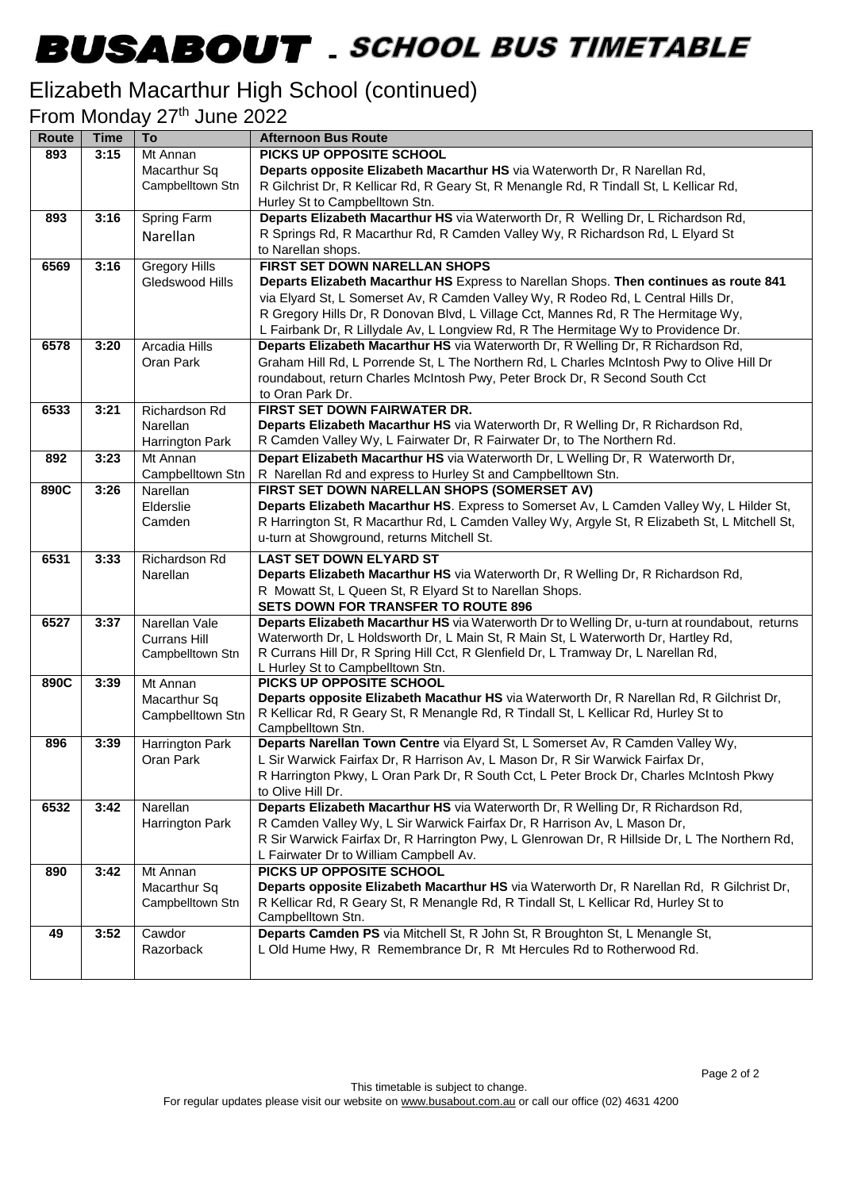# BUSABOUT - SCHOOL BUS TIMETABLE

## Elizabeth Macarthur High School (continued)

From Monday 27th June 2022

| Route | Time | To | Afternoon Bus Route |
|---|---|---|---|
| 893 | 3:15 | Mt Annan<br>Macarthur Sq<br>Campbelltown Stn | **PICKS UP OPPOSITE SCHOOL**<br>**Departs opposite Elizabeth Macarthur HS** via Waterworth Dr, R Narellan Rd, R Gilchrist Dr, R Kellicar Rd, R Geary St, R Menangle Rd, R Tindall St, L Kellicar Rd, Hurley St to Campbelltown Stn. |
| 893 | 3:16 | Spring Farm<br>Narellan | **Departs Elizabeth Macarthur HS** via Waterworth Dr, R Welling Dr, L Richardson Rd, R Springs Rd, R Macarthur Rd, R Camden Valley Wy, R Richardson Rd, L Elyard St to Narellan shops. |
| 6569 | 3:16 | Gregory Hills<br>Gledswood Hills | **FIRST SET DOWN NARELLAN SHOPS**<br>**Departs Elizabeth Macarthur HS** Express to Narellan Shops. **Then continues as route 841** via Elyard St, L Somerset Av, R Camden Valley Wy, R Rodeo Rd, L Central Hills Dr, R Gregory Hills Dr, R Donovan Blvd, L Village Cct, Mannes Rd, R The Hermitage Wy, L Fairbank Dr, R Lillydale Av, L Longview Rd, R The Hermitage Wy to Providence Dr. |
| 6578 | 3:20 | Arcadia Hills<br>Oran Park | **Departs Elizabeth Macarthur HS** via Waterworth Dr, R Welling Dr, R Richardson Rd, Graham Hill Rd, L Porrende St, L The Northern Rd, L Charles McIntosh Pwy to Olive Hill Dr roundabout, return Charles McIntosh Pwy, Peter Brock Dr, R Second South Cct to Oran Park Dr. |
| 6533 | 3:21 | Richardson Rd<br>Narellan<br>Harrington Park | **FIRST SET DOWN FAIRWATER DR.**<br>**Departs Elizabeth Macarthur HS** via Waterworth Dr, R Welling Dr, R Richardson Rd, R Camden Valley Wy, L Fairwater Dr, R Fairwater Dr, to The Northern Rd. |
| 892 | 3:23 | Mt Annan<br>Campbelltown Stn | **Depart Elizabeth Macarthur HS** via Waterworth Dr, L Welling Dr, R Waterworth Dr, R Narellan Rd and express to Hurley St and Campbelltown Stn. |
| 890C | 3:26 | Narellan<br>Elderslie<br>Camden | **FIRST SET DOWN NARELLAN SHOPS (SOMERSET AV)**<br>**Departs Elizabeth Macarthur HS**. Express to Somerset Av, L Camden Valley Wy, L Hilder St, R Harrington St, R Macarthur Rd, L Camden Valley Wy, Argyle St, R Elizabeth St, L Mitchell St, u-turn at Showground, returns Mitchell St. |
| 6531 | 3:33 | Richardson Rd<br>Narellan | **LAST SET DOWN ELYARD ST**<br>**Departs Elizabeth Macarthur HS** via Waterworth Dr, R Welling Dr, R Richardson Rd, R Mowatt St, L Queen St, R Elyard St to Narellan Shops.<br>**SETS DOWN FOR TRANSFER TO ROUTE 896** |
| 6527 | 3:37 | Narellan Vale<br>Currans Hill<br>Campbelltown Stn | **Departs Elizabeth Macarthur HS** via Waterworth Dr to Welling Dr, u-turn at roundabout, returns Waterworth Dr, L Holdsworth Dr, L Main St, R Main St, L Waterworth Dr, Hartley Rd, R Currans Hill Dr, R Spring Hill Cct, R Glenfield Dr, L Tramway Dr, L Narellan Rd, L Hurley St to Campbelltown Stn. |
| 890C | 3:39 | Mt Annan<br>Macarthur Sq<br>Campbelltown Stn | **PICKS UP OPPOSITE SCHOOL**<br>**Departs opposite Elizabeth Macathur HS** via Waterworth Dr, R Narellan Rd, R Gilchrist Dr, R Kellicar Rd, R Geary St, R Menangle Rd, R Tindall St, L Kellicar Rd, Hurley St to Campbelltown Stn. |
| 896 | 3:39 | Harrington Park<br>Oran Park | **Departs Narellan Town Centre** via Elyard St, L Somerset Av, R Camden Valley Wy, L Sir Warwick Fairfax Dr, R Harrison Av, L Mason Dr, R Sir Warwick Fairfax Dr, R Harrington Pkwy, L Oran Park Dr, R South Cct, L Peter Brock Dr, Charles McIntosh Pkwy to Olive Hill Dr. |
| 6532 | 3:42 | Narellan<br>Harrington Park | **Departs Elizabeth Macarthur HS** via Waterworth Dr, R Welling Dr, R Richardson Rd, R Camden Valley Wy, L Sir Warwick Fairfax Dr, R Harrison Av, L Mason Dr, R Sir Warwick Fairfax Dr, R Harrington Pwy, L Glenrowan Dr, R Hillside Dr, L The Northern Rd, L Fairwater Dr to William Campbell Av. |
| 890 | 3:42 | Mt Annan<br>Macarthur Sq<br>Campbelltown Stn | **PICKS UP OPPOSITE SCHOOL**<br>**Departs opposite Elizabeth Macarthur HS** via Waterworth Dr, R Narellan Rd, R Gilchrist Dr, R Kellicar Rd, R Geary St, R Menangle Rd, R Tindall St, L Kellicar Rd, Hurley St to Campbelltown Stn. |
| 49 | 3:52 | Cawdor<br>Razorback | **Departs Camden PS** via Mitchell St, R John St, R Broughton St, L Menangle St, L Old Hume Hwy, R Remembrance Dr, R Mt Hercules Rd to Rotherwood Rd. |

This timetable is subject to change.
For regular updates please visit our website on www.busabout.com.au or call our office (02) 4631 4200